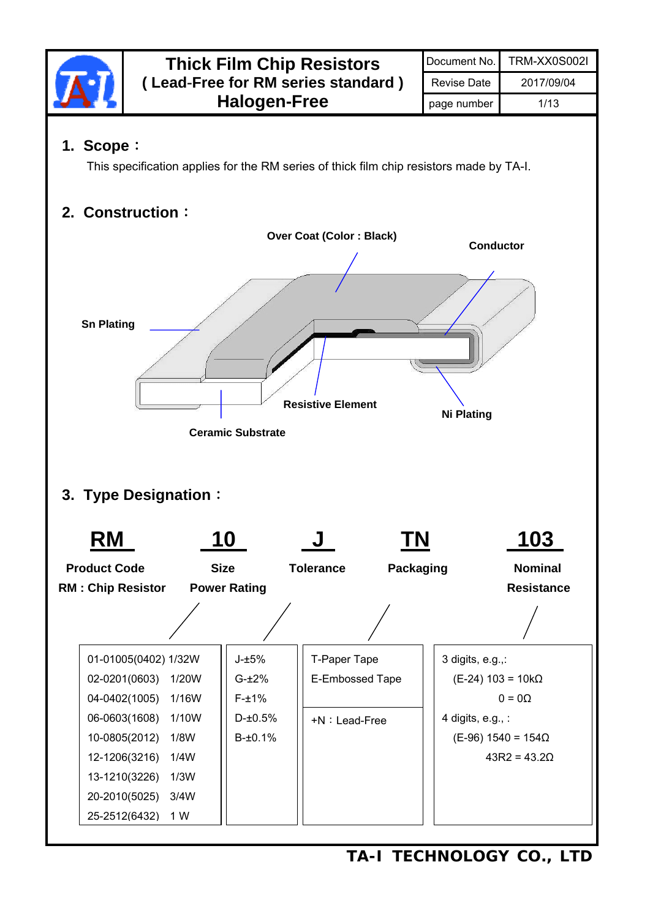# Thick Film Chip Resistors
## ( Lead-Free for RM series standard )
## Halogen-Free

| Document No. | TRM-XX0S002I |
|---|---|
| Revise Date | 2017/09/04 |

## 1. Scope：

This specification applies for the RM series of thick film chip resistors made by TA-I.

## 2. Construction：

Over Coat (Color : Black)

Conductor

Sn Plating

Resistive Element

Ni Plating

Ceramic Substrate

## 3. Type Designation：

| RM | 10 | J | TN | 103 |
|---|---|---|---|---|
| Product Code<br>RM : Chip Resistor | Size<br>Power Rating | Tolerance | Packaging | Nominal<br>Resistance |
| 01-01005(0402) 1/32W<br>02-0201(0603) 1/20W<br>04-0402(1005) 1/16W<br>06-0603(1608) 1/10W<br>10-0805(2012) 1/8W<br>12-1206(3216) 1/4W<br>13-1210(3226) 1/3W<br>20-2010(5025) 3/4W<br>25-2512(6432) 1 W | J-±5%<br>G-±2%<br>F-±1%<br>D-±0.5%<br>B-±0.1% | T-Paper Tape<br>E-Embossed Tape<br>+N：Lead-Free | 3 digits, e.g.,:<br>(E-24) 103 = 10kΩ<br>0 = 0Ω<br>4 digits, e.g., :<br>(E-96) 1540 = 154Ω<br>43R2 = 43.2Ω |

TA-I TECHNOLOGY CO., LTD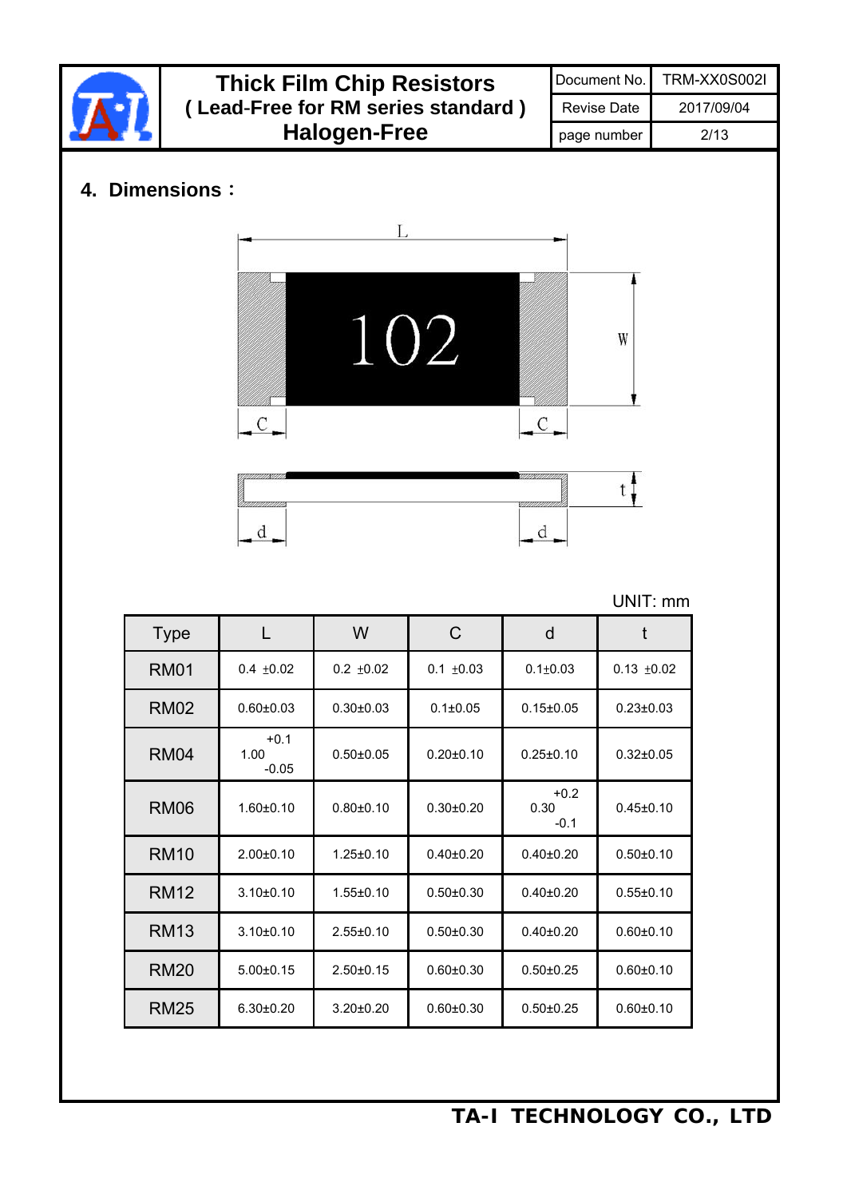## 4. Dimensions：

UNIT: mm

| Type | L | W | C | d | t |
|---|---|---|---|---|---|
| RM01 | 0.4 ±0.02 | 0.2 ±0.02 | 0.1 ±0.03 | 0.1±0.03 | 0.13 ±0.02 |
| RM02 | 0.60±0.03 | 0.30±0.03 | 0.1±0.05 | 0.15±0.05 | 0.23±0.03 |
| RM04 | 1.00 +0.1/-0.05 | 0.50±0.05 | 0.20±0.10 | 0.25±0.10 | 0.32±0.05 |
| RM06 | 1.60±0.10 | 0.80±0.10 | 0.30±0.20 | 0.30 +0.2/-0.1 | 0.45±0.10 |
| RM10 | 2.00±0.10 | 1.25±0.10 | 0.40±0.20 | 0.40±0.20 | 0.50±0.10 |
| RM12 | 3.10±0.10 | 1.55±0.10 | 0.50±0.30 | 0.40±0.20 | 0.55±0.10 |
| RM13 | 3.10±0.10 | 2.55±0.10 | 0.50±0.30 | 0.40±0.20 | 0.60±0.10 |
| RM20 | 5.00±0.15 | 2.50±0.15 | 0.60±0.30 | 0.50±0.25 | 0.60±0.10 |
| RM25 | 6.30±0.20 | 3.20±0.20 | 0.60±0.30 | 0.50±0.25 | 0.60±0.10 |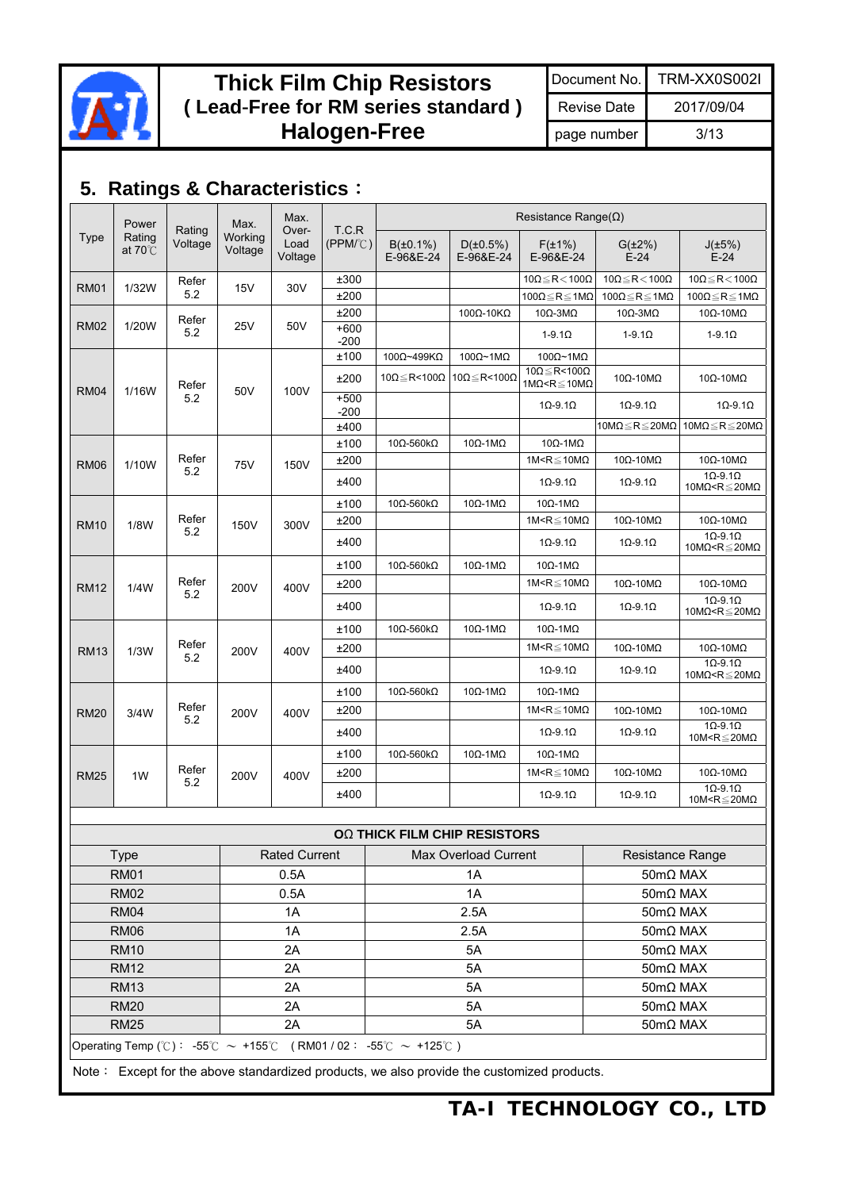## 5. Ratings & Characteristics：

| Type | Power Rating at 70℃ | Rating Voltage | Max. Working Voltage | Max. Over-Load Voltage | T.C.R (PPM/℃) | Resistance Range(Ω) | | | | |
|---|---|---|---|---|---|---|---|---|---|---|
| | | | | | | B(±0.1%) E-96&E-24 | D(±0.5%) E-96&E-24 | F(±1%) E-96&E-24 | G(±2%) E-24 | J(±5%) E-24 |
| RM01 | 1/32W | Refer 5.2 | 15V | 30V | ±300 | | | 10Ω≦R＜100Ω | 10Ω≦R＜100Ω | 10Ω≦R＜100Ω |
| | | | | | ±200 | | | 100Ω≦R≦1MΩ | 100Ω≦R≦1MΩ | 100Ω≦R≦1MΩ |
| RM02 | 1/20W | Refer 5.2 | 25V | 50V | ±200 | | 100Ω-10KΩ | 10Ω-3MΩ | 10Ω-3MΩ | 10Ω-10MΩ |
| | | | | | +600 -200 | | | 1-9.1Ω | 1-9.1Ω | 1-9.1Ω |
| RM04 | 1/16W | Refer 5.2 | 50V | 100V | ±100 | 100Ω~499KΩ | 100Ω~1MΩ | 100Ω~1MΩ | | |
| | | | | | ±200 | 10Ω≦R<100Ω | 10Ω≦R<100Ω | 10Ω≦R<100Ω 1MΩ<R≦10MΩ | 10Ω-10MΩ | 10Ω-10MΩ |
| | | | | | +500 -200 | | | 1Ω-9.1Ω | 1Ω-9.1Ω | 1Ω-9.1Ω |
| | | | | | ±400 | | | | 10MΩ≦R≦20MΩ | 10MΩ≦R≦20MΩ |
| RM06 | 1/10W | Refer 5.2 | 75V | 150V | ±100 | 10Ω-560kΩ | 10Ω-1MΩ | 10Ω-1MΩ | | |
| | | | | | ±200 | | | 1M<R≦10MΩ | 10Ω-10MΩ | 10Ω-10MΩ |
| | | | | | ±400 | | | 1Ω-9.1Ω | 1Ω-9.1Ω | 1Ω-9.1Ω 10MΩ<R≦20MΩ |
| RM10 | 1/8W | Refer 5.2 | 150V | 300V | ±100 | 10Ω-560kΩ | 10Ω-1MΩ | 10Ω-1MΩ | | |
| | | | | | ±200 | | | 1M<R≦10MΩ | 10Ω-10MΩ | 10Ω-10MΩ |
| | | | | | ±400 | | | 1Ω-9.1Ω | 1Ω-9.1Ω | 1Ω-9.1Ω 10MΩ<R≦20MΩ |
| RM12 | 1/4W | Refer 5.2 | 200V | 400V | ±100 | 10Ω-560kΩ | 10Ω-1MΩ | 10Ω-1MΩ | | |
| | | | | | ±200 | | | 1M<R≦10MΩ | 10Ω-10MΩ | 10Ω-10MΩ |
| | | | | | ±400 | | | 1Ω-9.1Ω | 1Ω-9.1Ω | 1Ω-9.1Ω 10MΩ<R≦20MΩ |
| RM13 | 1/3W | Refer 5.2 | 200V | 400V | ±100 | 10Ω-560kΩ | 10Ω-1MΩ | 10Ω-1MΩ | | |
| | | | | | ±200 | | | 1M<R≦10MΩ | 10Ω-10MΩ | 10Ω-10MΩ |
| | | | | | ±400 | | | 1Ω-9.1Ω | 1Ω-9.1Ω | 1Ω-9.1Ω 10MΩ<R≦20MΩ |
| RM20 | 3/4W | Refer 5.2 | 200V | 400V | ±100 | 10Ω-560kΩ | 10Ω-1MΩ | 10Ω-1MΩ | | |
| | | | | | ±200 | | | 1M<R≦10MΩ | 10Ω-10MΩ | 10Ω-10MΩ |
| | | | | | ±400 | | | 1Ω-9.1Ω | 1Ω-9.1Ω | 1Ω-9.1Ω 10M<R≦20MΩ |
| RM25 | 1W | Refer 5.2 | 200V | 400V | ±100 | 10Ω-560kΩ | 10Ω-1MΩ | 10Ω-1MΩ | | |
| | | | | | ±200 | | | 1M<R≦10MΩ | 10Ω-10MΩ | 10Ω-10MΩ |
| | | | | | ±400 | | | 1Ω-9.1Ω | 1Ω-9.1Ω | 1Ω-9.1Ω 10M<R≦20MΩ |

**OΩ THICK FILM CHIP RESISTORS**

| Type | Rated Current | Max Overload Current | Resistance Range |
|---|---|---|---|
| RM01 | 0.5A | 1A | 50mΩ MAX |
| RM02 | 0.5A | 1A | 50mΩ MAX |
| RM04 | 1A | 2.5A | 50mΩ MAX |
| RM06 | 1A | 2.5A | 50mΩ MAX |
| RM10 | 2A | 5A | 50mΩ MAX |
| RM12 | 2A | 5A | 50mΩ MAX |
| RM13 | 2A | 5A | 50mΩ MAX |
| RM20 | 2A | 5A | 50mΩ MAX |
| RM25 | 2A | 5A | 50mΩ MAX |

Operating Temp (℃)： -55℃ ～ +155℃ （RM01 / 02： -55℃ ～ +125℃ ）

Note： Except for the above standardized products, we also provide the customized products.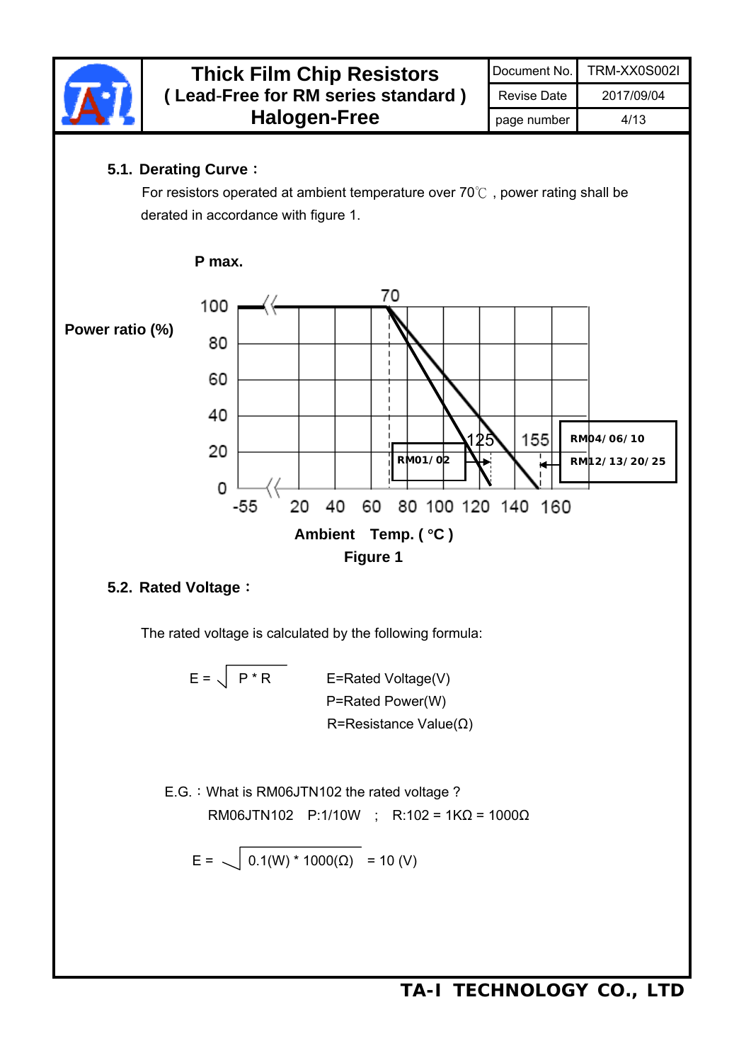### 5.1. Derating Curve：

For resistors operated at ambient temperature over 70℃ , power rating shall be derated in accordance with figure 1.

P max.

Power ratio (%)

100, 80, 60, 40, 20, 0

-55, 20, 40, 60, 80, 100, 120, 140, 160

70, 125, 155

RM01/ 02

RM04/ 06/ 10

RM12/ 13/ 20/ 25

Ambient Temp. ( °C )

Figure 1

### 5.2. Rated Voltage：

The rated voltage is calculated by the following formula:

$$E = \sqrt{P * R}$$

E=Rated Voltage(V)

P=Rated Power(W)

R=Resistance Value(Ω)

E.G.：What is RM06JTN102 the rated voltage ?

RM06JTN102 P:1/10W ; R:102 = 1KΩ = 1000Ω

$$E = \sqrt{0.1(W) * 1000(\Omega)} = 10\ (V)$$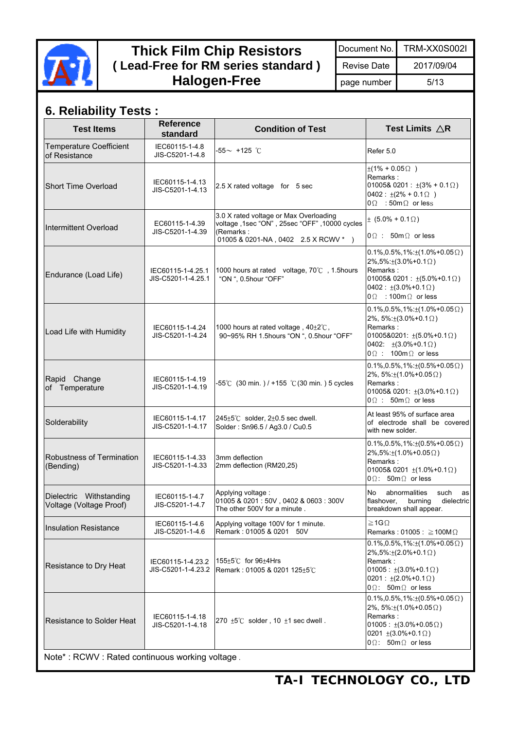# Thick Film Chip Resistors ( Lead-Free for RM series standard ) Halogen-Free

| Document No. | TRM-XX0S002I |
|---|---|
| Revise Date | 2017/09/04 |

## 6. Reliability Tests :

| Test Items | Reference standard | Condition of Test | Test Limits △R |
|---|---|---|---|
| Temperature Coefficient of Resistance | IEC60115-1-4.8<br>JIS-C5201-1-4.8 | -55～ +125 ℃ | Refer 5.0 |
| Short Time Overload | IEC60115-1-4.13<br>JIS-C5201-1-4.13 | 2.5 X rated voltage for 5 sec | ±(1% + 0.05Ω )<br>Remarks :<br>01005& 0201 : ±(3% + 0.1Ω)<br>0402 : ±(2% + 0.1Ω )<br>0Ω : 50mΩ or less |
| Intermittent Overload | EC60115-1-4.39<br>JIS-C5201-1-4.39 | 3.0 X rated voltage or Max Overloading voltage ,1sec "ON" , 25sec "OFF" ,10000 cycles (Remarks :<br>01005 & 0201-NA , 0402 2.5 X RCWV * ) | ± (5.0% + 0.1Ω)<br>0Ω : 50mΩ or less |
| Endurance (Load Life) | IEC60115-1-4.25.1<br>JIS-C5201-1-4.25.1 | 1000 hours at rated voltage, 70℃ , 1.5hours "ON ", 0.5hour "OFF" | 0.1%,0.5%,1%:±(1.0%+0.05Ω)<br>2%,5%:±(3.0%+0.1Ω)<br>Remarks :<br>01005& 0201 : ±(5.0%+0.1Ω)<br>0402 : ±(3.0%+0.1Ω)<br>0Ω : 100mΩ or less |
| Load Life with Humidity | IEC60115-1-4.24<br>JIS-C5201-1-4.24 | 1000 hours at rated voltage , 40±2℃ , 90~95% RH 1.5hours "ON ", 0.5hour "OFF" | 0.1%,0.5%,1%:±(1.0%+0.05Ω)<br>2%, 5%:±(3.0%+0.1Ω)<br>Remarks :<br>01005&0201: ±(5.0%+0.1Ω)<br>0402: ±(3.0%+0.1Ω)<br>0Ω : 100mΩ or less |
| Rapid Change of Temperature | IEC60115-1-4.19<br>JIS-C5201-1-4.19 | -55℃ (30 min. ) / +155 ℃(30 min. ) 5 cycles | 0.1%,0.5%,1%:±(0.5%+0.05Ω)<br>2%, 5%:±(1.0%+0.05Ω)<br>Remarks :<br>01005& 0201: ±(3.0%+0.1Ω)<br>0Ω : 50mΩ or less |
| Solderability | IEC60115-1-4.17<br>JIS-C5201-1-4.17 | 245±5℃ solder, 2±0.5 sec dwell.<br>Solder : Sn96.5 / Ag3.0 / Cu0.5 | At least 95% of surface area of electrode shall be covered with new solder. |
| Robustness of Termination (Bending) | IEC60115-1-4.33<br>JIS-C5201-1-4.33 | 3mm deflection<br>2mm deflection (RM20,25) | 0.1%,0.5%,1%:±(0.5%+0.05Ω)<br>2%,5%:±(1.0%+0.05Ω)<br>Remarks :<br>01005& 0201 ±(1.0%+0.1Ω)<br>0Ω: 50mΩ or less |
| Dielectric Withstanding Voltage (Voltage Proof) | IEC60115-1-4.7<br>JIS-C5201-1-4.7 | Applying voltage :<br>01005 & 0201 : 50V , 0402 & 0603 : 300V<br>The other 500V for a minute . | No abnormalities such as flashover, burning dielectric breakdown shall appear. |
| Insulation Resistance | IEC60115-1-4.6<br>JIS-C5201-1-4.6 | Applying voltage 100V for 1 minute.<br>Remark : 01005 & 0201 50V | ≧1GΩ<br>Remarks : 01005 : ≧100MΩ |
| Resistance to Dry Heat | IEC60115-1-4.23.2<br>JIS-C5201-1-4.23.2 | 155±5℃ for 96±4Hrs<br>Remark : 01005 & 0201 125±5℃ | 0.1%,0.5%,1%:±(1.0%+0.05Ω)<br>2%,5%:±(2.0%+0.1Ω)<br>Remark :<br>01005 : ±(3.0%+0.1Ω)<br>0201 : ±(2.0%+0.1Ω)<br>0Ω: 50mΩ or less |
| Resistance to Solder Heat | IEC60115-1-4.18<br>JIS-C5201-1-4.18 | 270 ±5℃ solder , 10 ±1 sec dwell . | 0.1%,0.5%,1%:±(0.5%+0.05Ω)<br>2%, 5%:±(1.0%+0.05Ω)<br>Remarks :<br>01005 : ±(3.0%+0.05Ω)<br>0201 ±(3.0%+0.1Ω)<br>0Ω: 50mΩ or less |

Note* : RCWV : Rated continuous working voltage .

**TA-I TECHNOLOGY CO., LTD**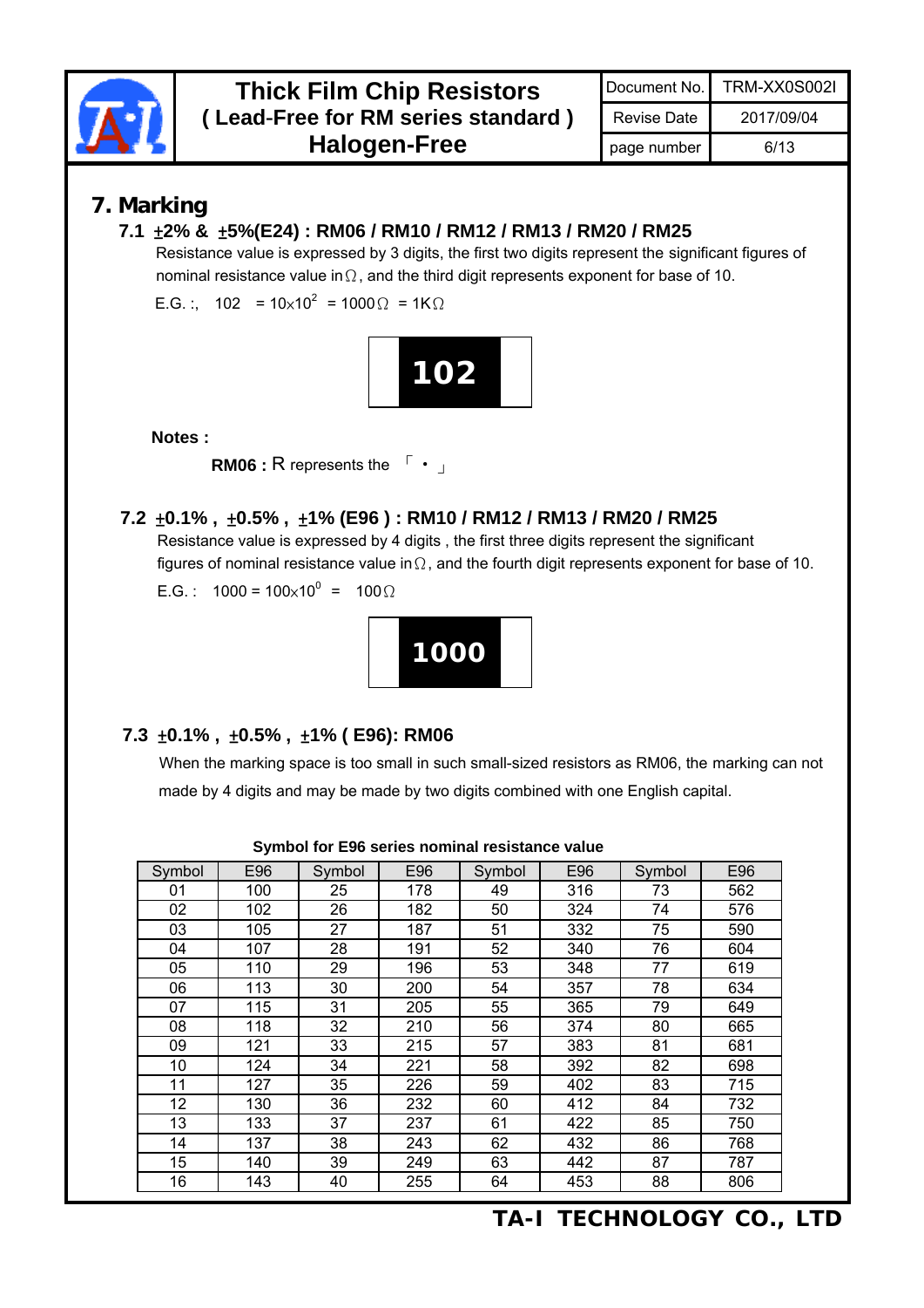## 7. Marking

### 7.1 ±2% & ±5%(E24) : RM06 / RM10 / RM12 / RM13 / RM20 / RM25

Resistance value is expressed by 3 digits, the first two digits represent the significant figures of nominal resistance value in Ω, and the third digit represents exponent for base of 10.

E.G. :, 102 $= 10\times10^2 = 1000\Omega = 1K\Omega$

**102**

**Notes :**

**RM06 :** R represents the 「・」

### 7.2 ±0.1% , ±0.5% , ±1% (E96 ) : RM10 / RM12 / RM13 / RM20 / RM25

Resistance value is expressed by 4 digits , the first three digits represent the significant figures of nominal resistance value in Ω, and the fourth digit represents exponent for base of 10.

E.G. : 1000 $= 100\times10^0 = 100\Omega$

**1000**

### 7.3 ±0.1% , ±0.5% , ±1% ( E96): RM06

When the marking space is too small in such small-sized resistors as RM06, the marking can not made by 4 digits and may be made by two digits combined with one English capital.

**Symbol for E96 series nominal resistance value**

| Symbol | E96 | Symbol | E96 | Symbol | E96 | Symbol | E96 |
|---|---|---|---|---|---|---|---|
| 01 | 100 | 25 | 178 | 49 | 316 | 73 | 562 |
| 02 | 102 | 26 | 182 | 50 | 324 | 74 | 576 |
| 03 | 105 | 27 | 187 | 51 | 332 | 75 | 590 |
| 04 | 107 | 28 | 191 | 52 | 340 | 76 | 604 |
| 05 | 110 | 29 | 196 | 53 | 348 | 77 | 619 |
| 06 | 113 | 30 | 200 | 54 | 357 | 78 | 634 |
| 07 | 115 | 31 | 205 | 55 | 365 | 79 | 649 |
| 08 | 118 | 32 | 210 | 56 | 374 | 80 | 665 |
| 09 | 121 | 33 | 215 | 57 | 383 | 81 | 681 |
| 10 | 124 | 34 | 221 | 58 | 392 | 82 | 698 |
| 11 | 127 | 35 | 226 | 59 | 402 | 83 | 715 |
| 12 | 130 | 36 | 232 | 60 | 412 | 84 | 732 |
| 13 | 133 | 37 | 237 | 61 | 422 | 85 | 750 |
| 14 | 137 | 38 | 243 | 62 | 432 | 86 | 768 |
| 15 | 140 | 39 | 249 | 63 | 442 | 87 | 787 |
| 16 | 143 | 40 | 255 | 64 | 453 | 88 | 806 |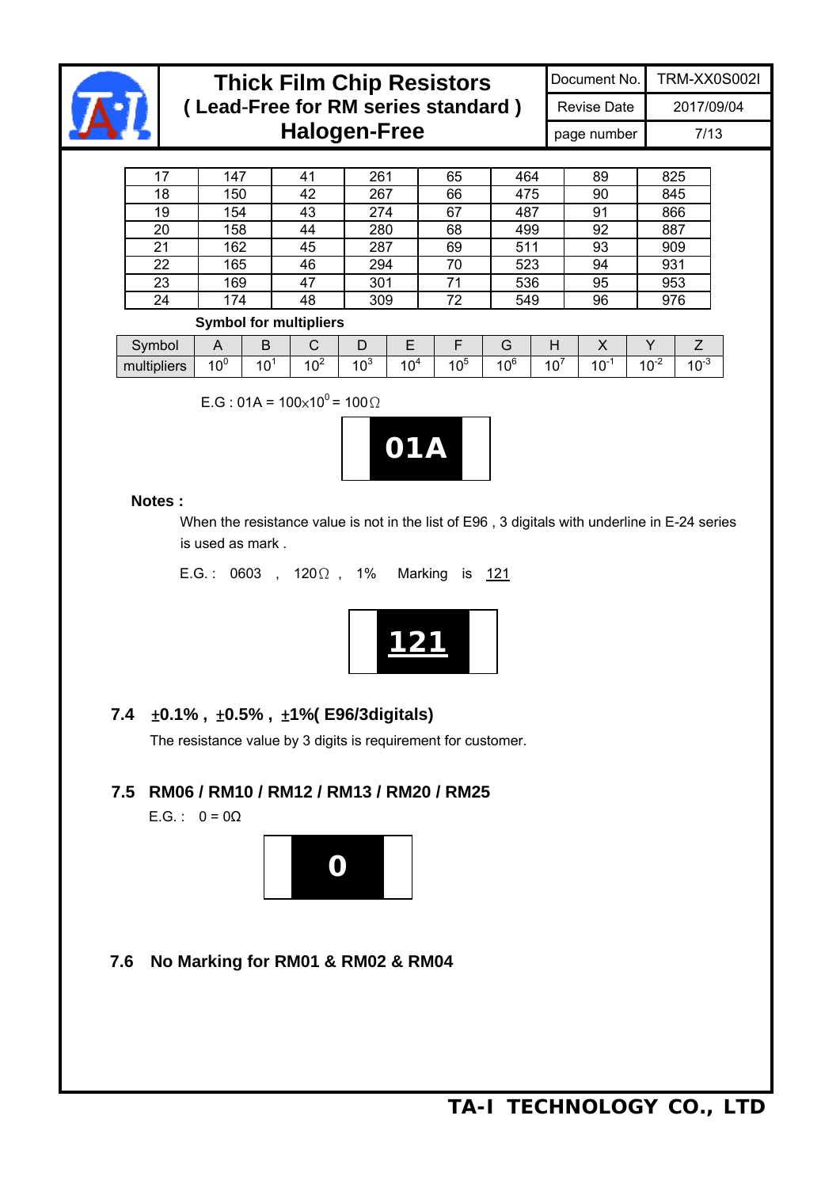| 17 | 147 | 41 | 261 | 65 | 464 | 89 | 825 |
|---|---|---|---|---|---|---|---|
| 18 | 150 | 42 | 267 | 66 | 475 | 90 | 845 |
| 19 | 154 | 43 | 274 | 67 | 487 | 91 | 866 |
| 20 | 158 | 44 | 280 | 68 | 499 | 92 | 887 |
| 21 | 162 | 45 | 287 | 69 | 511 | 93 | 909 |
| 22 | 165 | 46 | 294 | 70 | 523 | 94 | 931 |
| 23 | 169 | 47 | 301 | 71 | 536 | 95 | 953 |
| 24 | 174 | 48 | 309 | 72 | 549 | 96 | 976 |

**Symbol for multipliers**

| Symbol | A | B | C | D | E | F | G | H | X | Y | Z |
|---|---|---|---|---|---|---|---|---|---|---|---|
| multipliers | $10^0$ | $10^1$ | $10^2$ | $10^3$ | $10^4$ | $10^5$ | $10^6$ | $10^7$ | $10^{-1}$ | $10^{-2}$ | $10^{-3}$ |

E.G : 01A = $100 \times 10^0 = 100\Omega$

01A

**Notes :**

When the resistance value is not in the list of E96 , 3 digitals with underline in E-24 series is used as mark .

E.G. : 0603 , 120Ω , 1% Marking is <u>121</u>

<u>121</u>

### 7.4 ±0.1% , ±0.5% , ±1%( E96/3digitals)

The resistance value by 3 digits is requirement for customer.

### 7.5 RM06 / RM10 / RM12 / RM13 / RM20 / RM25

E.G. : 0 = 0Ω

0

### 7.6 No Marking for RM01 & RM02 & RM04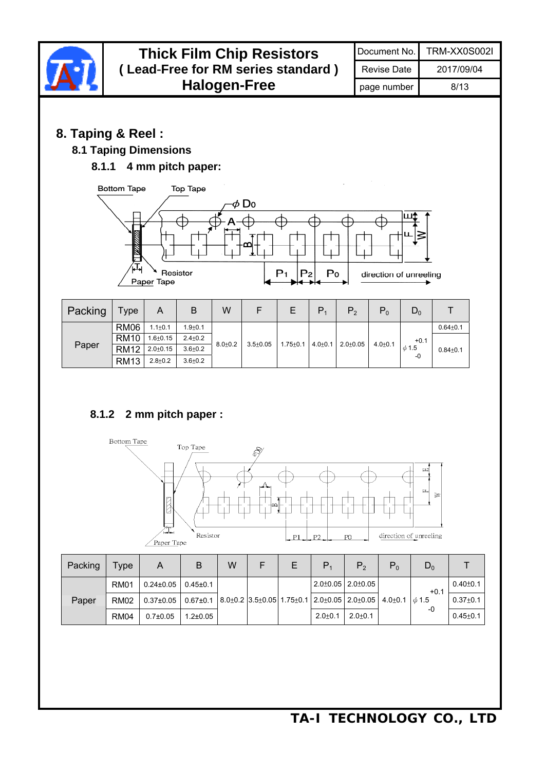## 8. Taping & Reel :

### 8.1 Taping Dimensions

#### 8.1.1 4 mm pitch paper:

| Packing | Type | A | B | W | F | E | $P_1$ | $P_2$ | $P_0$ | $D_0$ | T |
|---|---|---|---|---|---|---|---|---|---|---|---|
| Paper | RM06 | 1.1±0.1 | 1.9±0.1 | 8.0±0.2 | 3.5±0.05 | 1.75±0.1 | 4.0±0.1 | 2.0±0.05 | 4.0±0.1 | $\phi 1.5^{+0.1}_{-0}$ | 0.64±0.1 |
| | RM10 | 1.6±0.15 | 2.4±0.2 | | | | | | | | 0.84±0.1 |
| | RM12 | 2.0±0.15 | 3.6±0.2 | | | | | | | | |
| | RM13 | 2.8±0.2 | 3.6±0.2 | | | | | | | | |

#### 8.1.2 2 mm pitch paper :

| Packing | Type | A | B | W | F | E | $P_1$ | $P_2$ | $P_0$ | $D_0$ | T |
|---|---|---|---|---|---|---|---|---|---|---|---|
| Paper | RM01 | 0.24±0.05 | 0.45±0.1 | 8.0±0.2 | 3.5±0.05 | 1.75±0.1 | 2.0±0.05 | 2.0±0.05 | 4.0±0.1 | $\phi 1.5^{+0.1}_{-0}$ | 0.40±0.1 |
| | RM02 | 0.37±0.05 | 0.67±0.1 | | | | 2.0±0.05 | 2.0±0.05 | | | 0.37±0.1 |
| | RM04 | 0.7±0.05 | 1.2±0.05 | | | | 2.0±0.1 | 2.0±0.1 | | | 0.45±0.1 |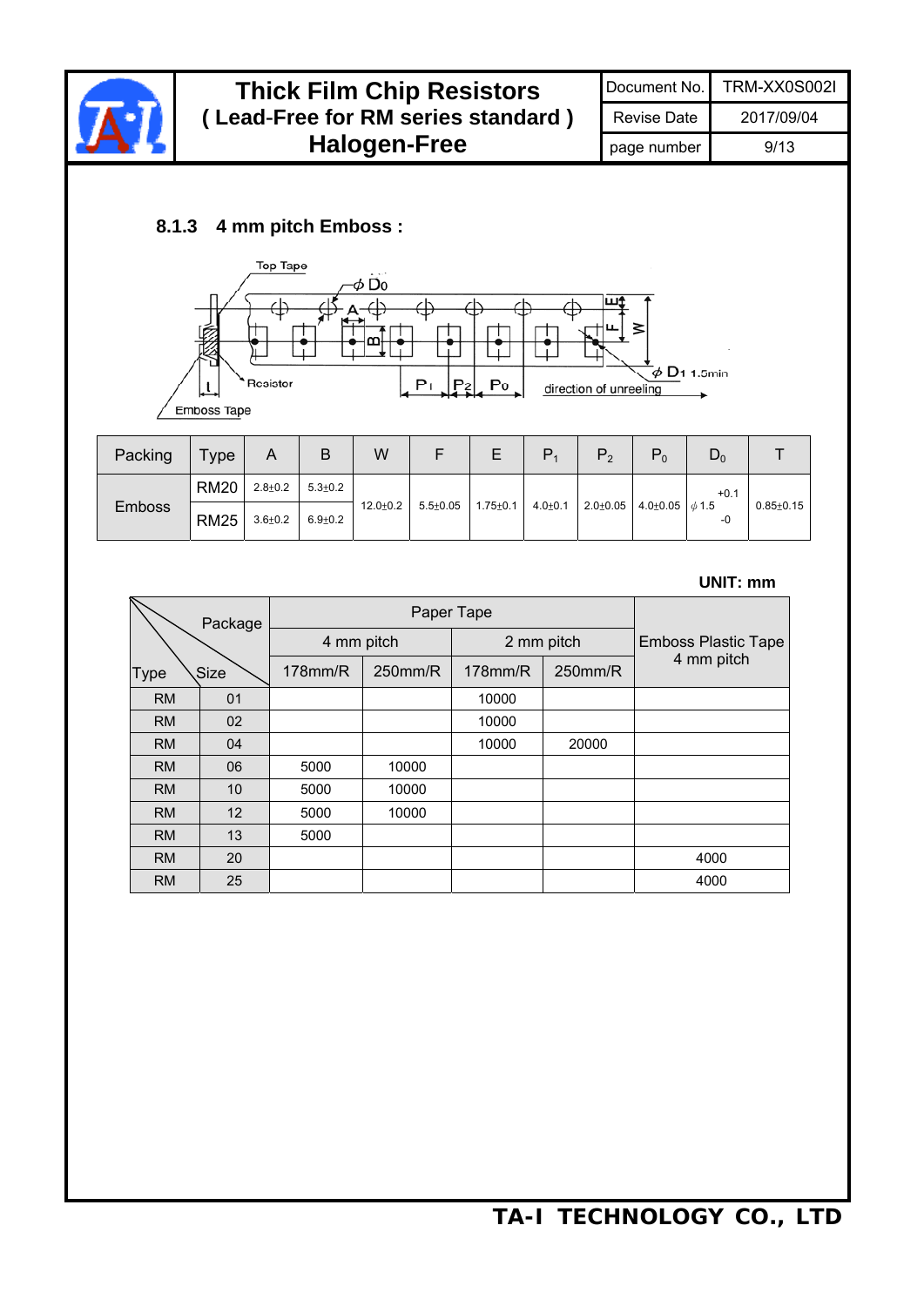### 8.1.3 4 mm pitch Emboss :

| Packing | Type | A | B | W | F | E | $P_1$ | $P_2$ | $P_0$ | $D_0$ | T |
|---|---|---|---|---|---|---|---|---|---|---|---|
| Emboss | RM20 | 2.8±0.2 | 5.3±0.2 | 12.0±0.2 | 5.5±0.05 | 1.75±0.1 | 4.0±0.1 | 2.0±0.05 | 4.0±0.05 | $\phi 1.5^{+0.1}_{-0}$ | 0.85±0.15 |
| | RM25 | 3.6±0.2 | 6.9±0.2 | | | | | | | | |

**UNIT: mm**

| Type | Size | Paper Tape 4 mm pitch 178mm/R | Paper Tape 4 mm pitch 250mm/R | Paper Tape 2 mm pitch 178mm/R | Paper Tape 2 mm pitch 250mm/R | Emboss Plastic Tape 4 mm pitch |
|---|---|---|---|---|---|---|
| RM | 01 | | | 10000 | | |
| RM | 02 | | | 10000 | | |
| RM | 04 | | | 10000 | 20000 | |
| RM | 06 | 5000 | 10000 | | | |
| RM | 10 | 5000 | 10000 | | | |
| RM | 12 | 5000 | 10000 | | | |
| RM | 13 | 5000 | | | | |
| RM | 20 | | | | | 4000 |
| RM | 25 | | | | | 4000 |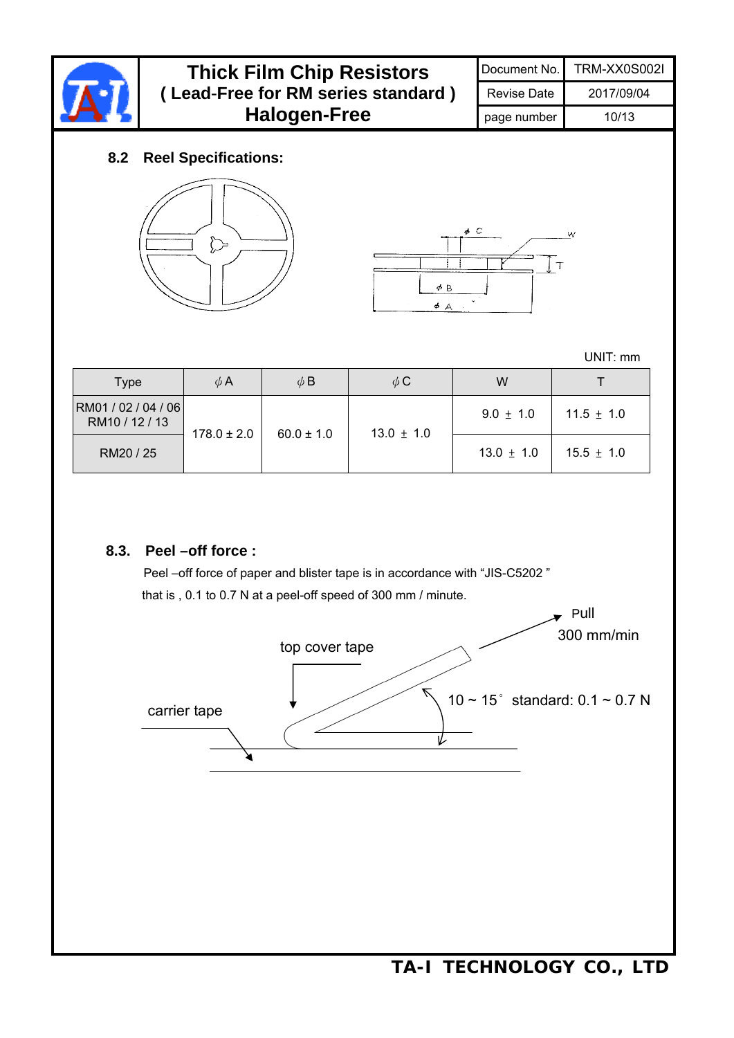## 8.2 Reel Specifications:

UNIT: mm

| Type | $\phi$A | $\phi$B | $\phi$C | W | T |
|---|---|---|---|---|---|
| RM01 / 02 / 04 / 06 RM10 / 12 / 13 | 178.0 ± 2.0 | 60.0 ± 1.0 | 13.0 ± 1.0 | 9.0 ± 1.0 | 11.5 ± 1.0 |
| RM20 / 25 | | | | 13.0 ± 1.0 | 15.5 ± 1.0 |

## 8.3. Peel –off force :

Peel –off force of paper and blister tape is in accordance with "JIS-C5202 " that is , 0.1 to 0.7 N at a peel-off speed of 300 mm / minute.

Pull

300 mm/min

top cover tape

10 ~ 15° standard: 0.1 ~ 0.7 N

carrier tape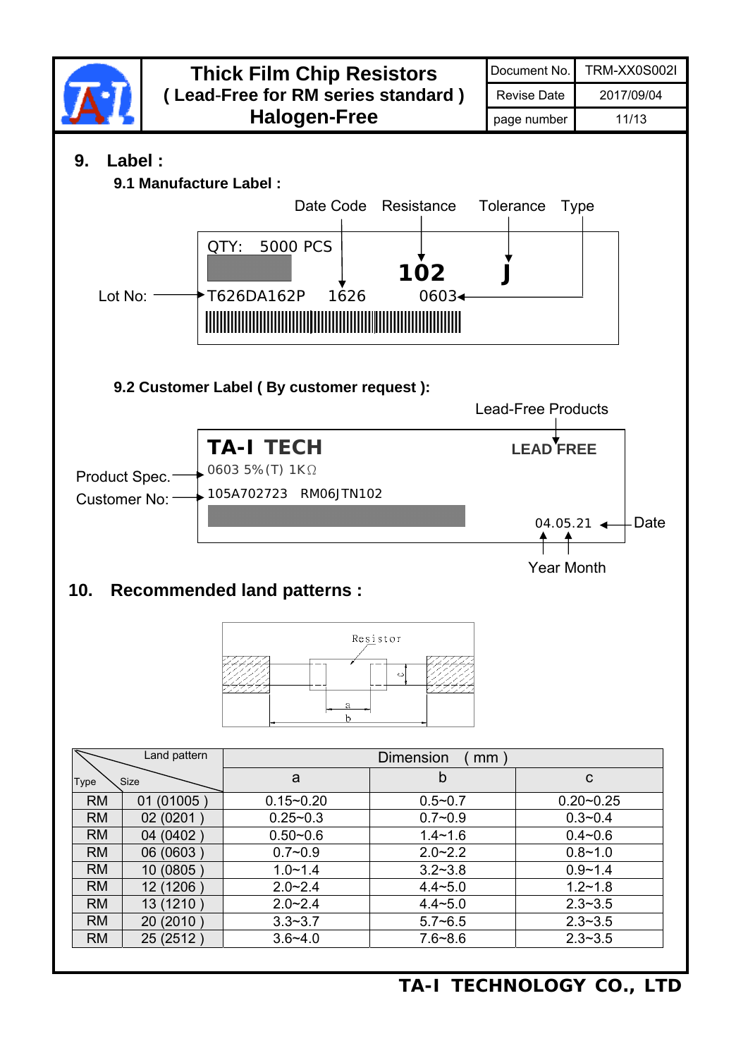## 9. Label :

### 9.1 Manufacture Label :

Date Code　Resistance　Tolerance　Type

QTY: 5000 PCS

**102** **J**

Lot No: T626DA162P 1626 0603

### 9.2 Customer Label ( By customer request ):

Lead-Free Products

**TA-I TECH** **LEAD FREE**

Product Spec. 0603 5%(T) 1KΩ

Customer No: 105A702723 RM06JTN102

04.05.21 Date

Year Month

## 10. Recommended land patterns :

Resistor

a

b

c

| Type \ Size (Land pattern) | | Dimension ( mm ) | | |
|---|---|---|---|---|
| Type | Size | a | b | c |
| RM | 01 (01005 ) | 0.15~0.20 | 0.5~0.7 | 0.20~0.25 |
| RM | 02 (0201 ) | 0.25~0.3 | 0.7~0.9 | 0.3~0.4 |
| RM | 04 (0402 ) | 0.50~0.6 | 1.4~1.6 | 0.4~0.6 |
| RM | 06 (0603 ) | 0.7~0.9 | 2.0~2.2 | 0.8~1.0 |
| RM | 10 (0805 ) | 1.0~1.4 | 3.2~3.8 | 0.9~1.4 |
| RM | 12 (1206 ) | 2.0~2.4 | 4.4~5.0 | 1.2~1.8 |
| RM | 13 (1210 ) | 2.0~2.4 | 4.4~5.0 | 2.3~3.5 |
| RM | 20 (2010 ) | 3.3~3.7 | 5.7~6.5 | 2.3~3.5 |
| RM | 25 (2512 ) | 3.6~4.0 | 7.6~8.6 | 2.3~3.5 |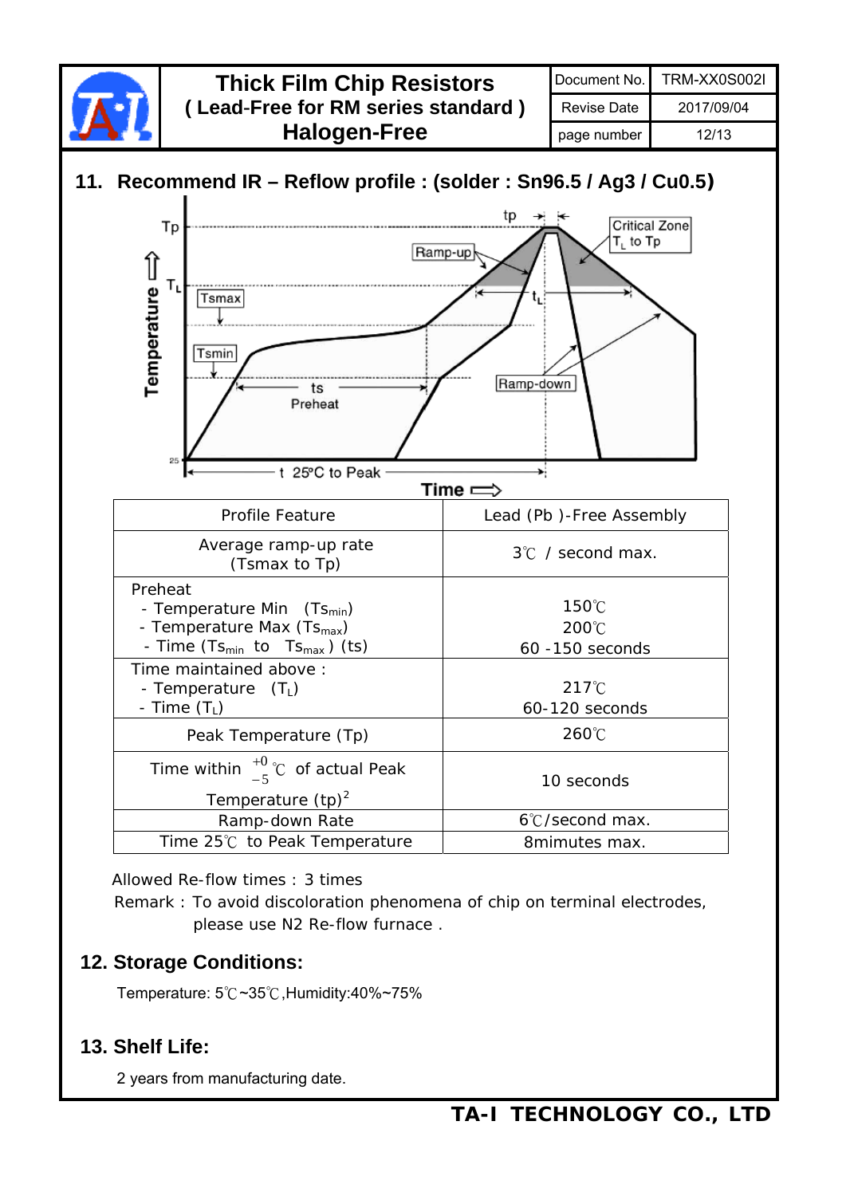## 11. Recommend IR – Reflow profile : (solder : Sn96.5 / Ag3 / Cu0.5)

| Profile Feature | Lead (Pb )-Free Assembly |
|---|---|
| Average ramp-up rate (Tsmax to Tp) | 3℃ / second max. |
| Preheat<br>- Temperature Min ($Ts_{min}$)<br>- Temperature Max ($Ts_{max}$)<br>- Time ($Ts_{min}$ to $Ts_{max}$) (ts) | <br>150℃<br>200℃<br>60 -150 seconds |
| Time maintained above :<br>- Temperature ($T_L$)<br>- Time ($T_L$) | <br>217℃<br>60-120 seconds |
| Peak Temperature (Tp) | 260℃ |
| Time within $^{+0}_{-5}$℃ of actual Peak Temperature (tp)[2] | 10 seconds |
| Ramp-down Rate | 6℃/second max. |
| Time 25℃ to Peak Temperature | 8mimutes max. |

Allowed Re-flow times : 3 times

Remark : To avoid discoloration phenomena of chip on terminal electrodes, please use N2 Re-flow furnace .

## 12. Storage Conditions:

Temperature: 5℃~35℃,Humidity:40%~75%

## 13. Shelf Life:

2 years from manufacturing date.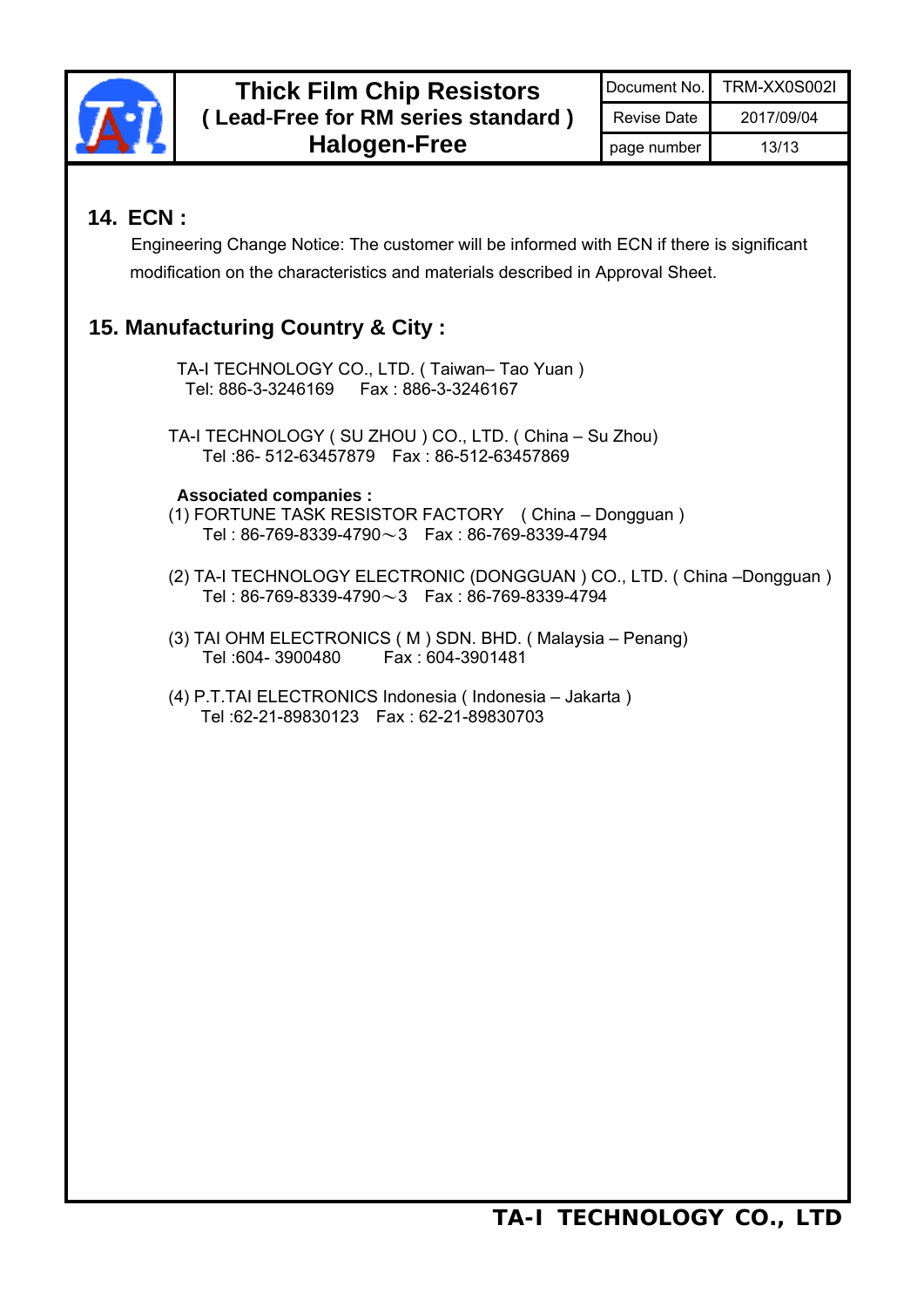## 14. ECN :

Engineering Change Notice: The customer will be informed with ECN if there is significant modification on the characteristics and materials described in Approval Sheet.

## 15. Manufacturing Country & City :

TA-I TECHNOLOGY CO., LTD. ( Taiwan– Tao Yuan )
Tel: 886-3-3246169 Fax : 886-3-3246167

TA-I TECHNOLOGY ( SU ZHOU ) CO., LTD. ( China – Su Zhou)
Tel :86- 512-63457879 Fax : 86-512-63457869

**Associated companies :**

(1) FORTUNE TASK RESISTOR FACTORY ( China – Dongguan )
Tel : 86-769-8339-4790～3 Fax : 86-769-8339-4794

(2) TA-I TECHNOLOGY ELECTRONIC (DONGGUAN ) CO., LTD. ( China –Dongguan )
Tel : 86-769-8339-4790～3 Fax : 86-769-8339-4794

(3) TAI OHM ELECTRONICS ( M ) SDN. BHD. ( Malaysia – Penang)
Tel :604- 3900480 Fax : 604-3901481

(4) P.T.TAI ELECTRONICS Indonesia ( Indonesia – Jakarta )
Tel :62-21-89830123 Fax : 62-21-89830703